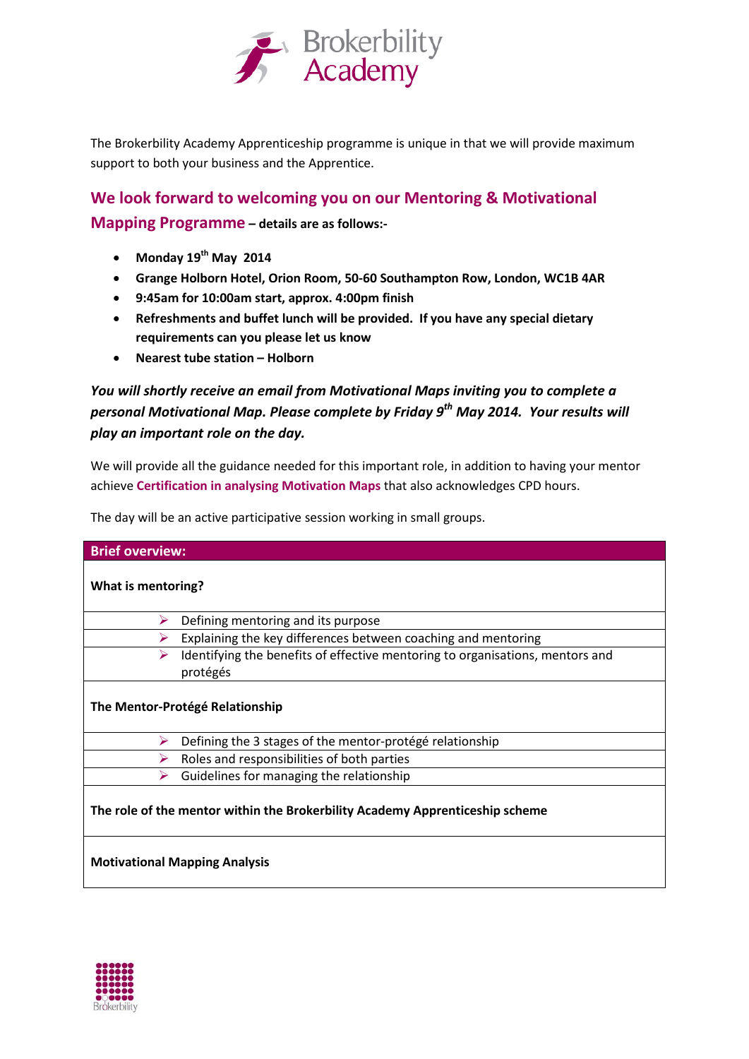The Brokerbility Academy Apprenticeship programme is unique in that we will provide maximum support to both your business and the Apprentice.

## We look forward to welcoming you on our Mentoring & Motivational Mapping Programme **– details are as follows:-**

- **Monday 19th May 2014**
- **Grange Holborn Hotel, Orion Room, 50-60 Southampton Row, London, WC1B 4AR**
- **9:45am for 10:00am start, approx. 4:00pm finish**
- **Refreshments and buffet lunch will be provided. If you have any special dietary requirements can you please let us know**
- **Nearest tube station – Holborn**

***You will shortly receive an email from Motivational Maps inviting you to complete a personal Motivational Map. Please complete by Friday 9th May 2014. Your results will play an important role on the day.***

We will provide all the guidance needed for this important role, in addition to having your mentor achieve **Certification in analysing Motivation Maps** that also acknowledges CPD hours.

The day will be an active participative session working in small groups.

| **Brief overview:** |
|---|
| **What is mentoring?** |
| ➢ Defining mentoring and its purpose |
| ➢ Explaining the key differences between coaching and mentoring |
| ➢ Identifying the benefits of effective mentoring to organisations, mentors and protégés |
| **The Mentor-Protégé Relationship** |
| ➢ Defining the 3 stages of the mentor-protégé relationship |
| ➢ Roles and responsibilities of both parties |
| ➢ Guidelines for managing the relationship |
| **The role of the mentor within the Brokerbility Academy Apprenticeship scheme** |
| **Motivational Mapping Analysis** |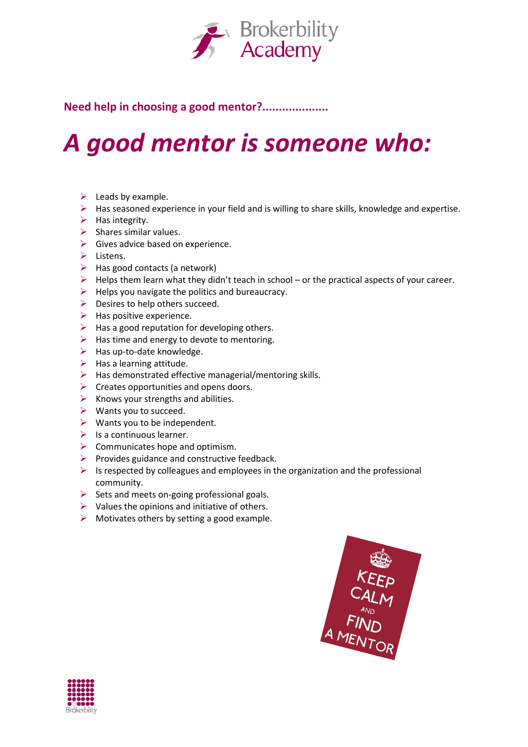**Need help in choosing a good mentor?....................**

# *A good mentor is someone who:*

- Leads by example.
- Has seasoned experience in your field and is willing to share skills, knowledge and expertise.
- Has integrity.
- Shares similar values.
- Gives advice based on experience.
- Listens.
- Has good contacts (a network)
- Helps them learn what they didn't teach in school – or the practical aspects of your career.
- Helps you navigate the politics and bureaucracy.
- Desires to help others succeed.
- Has positive experience.
- Has a good reputation for developing others.
- Has time and energy to devote to mentoring.
- Has up-to-date knowledge.
- Has a learning attitude.
- Has demonstrated effective managerial/mentoring skills.
- Creates opportunities and opens doors.
- Knows your strengths and abilities.
- Wants you to succeed.
- Wants you to be independent.
- Is a continuous learner.
- Communicates hope and optimism.
- Provides guidance and constructive feedback.
- Is respected by colleagues and employees in the organization and the professional community.
- Sets and meets on-going professional goals.
- Values the opinions and initiative of others.
- Motivates others by setting a good example.

KEEP CALM AND FIND A MENTOR